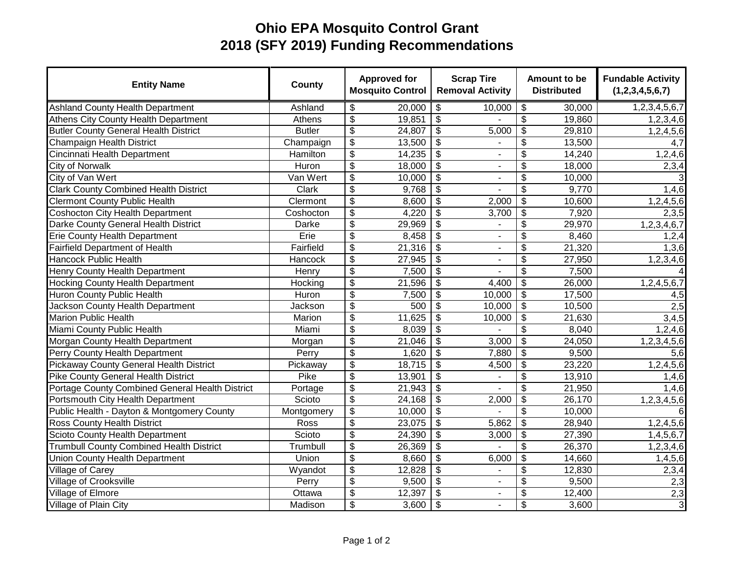# Ohio EPA Mosquito Control Grant
# 2018 (SFY 2019) Funding Recommendations

| Entity Name | County | Approved for Mosquito Control | Scrap Tire Removal Activity | Amount to be Distributed | Fundable Activity (1,2,3,4,5,6,7) |
|---|---|---|---|---|---|
| Ashland County Health Department | Ashland | $ 20,000 | $ 10,000 | $ 30,000 | 1,2,3,4,5,6,7 |
| Athens City County Health Department | Athens | $ 19,851 | $ - | $ 19,860 | 1,2,3,4,6 |
| Butler County General Health District | Butler | $ 24,807 | $ 5,000 | $ 29,810 | 1,2,4,5,6 |
| Champaign Health District | Champaign | $ 13,500 | $ - | $ 13,500 | 4,7 |
| Cincinnati Health Department | Hamilton | $ 14,235 | $ - | $ 14,240 | 1,2,4,6 |
| City of Norwalk | Huron | $ 18,000 | $ - | $ 18,000 | 2,3,4 |
| City of Van Wert | Van Wert | $ 10,000 | $ - | $ 10,000 | 3 |
| Clark County Combined Health District | Clark | $ 9,768 | $ - | $ 9,770 | 1,4,6 |
| Clermont County Public Health | Clermont | $ 8,600 | $ 2,000 | $ 10,600 | 1,2,4,5,6 |
| Coshocton City Health Department | Coshocton | $ 4,220 | $ 3,700 | $ 7,920 | 2,3,5 |
| Darke County General Health District | Darke | $ 29,969 | $ - | $ 29,970 | 1,2,3,4,6,7 |
| Erie County Health Department | Erie | $ 8,458 | $ - | $ 8,460 | 1,2,4 |
| Fairfield Department of Health | Fairfield | $ 21,316 | $ - | $ 21,320 | 1,3,6 |
| Hancock Public Health | Hancock | $ 27,945 | $ - | $ 27,950 | 1,2,3,4,6 |
| Henry County Health Department | Henry | $ 7,500 | $ - | $ 7,500 | 4 |
| Hocking County Health Department | Hocking | $ 21,596 | $ 4,400 | $ 26,000 | 1,2,4,5,6,7 |
| Huron County Public Health | Huron | $ 7,500 | $ 10,000 | $ 17,500 | 4,5 |
| Jackson County Health Department | Jackson | $ 500 | $ 10,000 | $ 10,500 | 2,5 |
| Marion Public Health | Marion | $ 11,625 | $ 10,000 | $ 21,630 | 3,4,5 |
| Miami County Public Health | Miami | $ 8,039 | $ - | $ 8,040 | 1,2,4,6 |
| Morgan County Health Department | Morgan | $ 21,046 | $ 3,000 | $ 24,050 | 1,2,3,4,5,6 |
| Perry County Health Department | Perry | $ 1,620 | $ 7,880 | $ 9,500 | 5,6 |
| Pickaway County General Health District | Pickaway | $ 18,715 | $ 4,500 | $ 23,220 | 1,2,4,5,6 |
| Pike County General Health District | Pike | $ 13,901 | $ - | $ 13,910 | 1,4,6 |
| Portage County Combined General Health District | Portage | $ 21,943 | $ - | $ 21,950 | 1,4,6 |
| Portsmouth City Health Department | Scioto | $ 24,168 | $ 2,000 | $ 26,170 | 1,2,3,4,5,6 |
| Public Health - Dayton & Montgomery County | Montgomery | $ 10,000 | $ - | $ 10,000 | 6 |
| Ross County Health District | Ross | $ 23,075 | $ 5,862 | $ 28,940 | 1,2,4,5,6 |
| Scioto County Health Department | Scioto | $ 24,390 | $ 3,000 | $ 27,390 | 1,4,5,6,7 |
| Trumbull County Combined Health District | Trumbull | $ 26,369 | $ - | $ 26,370 | 1,2,3,4,6 |
| Union County Health Department | Union | $ 8,660 | $ 6,000 | $ 14,660 | 1,4,5,6 |
| Village of Carey | Wyandot | $ 12,828 | $ - | $ 12,830 | 2,3,4 |
| Village of Crooksville | Perry | $ 9,500 | $ - | $ 9,500 | 2,3 |
| Village of Elmore | Ottawa | $ 12,397 | $ - | $ 12,400 | 2,3 |
| Village of Plain City | Madison | $ 3,600 | $ - | $ 3,600 | 3 |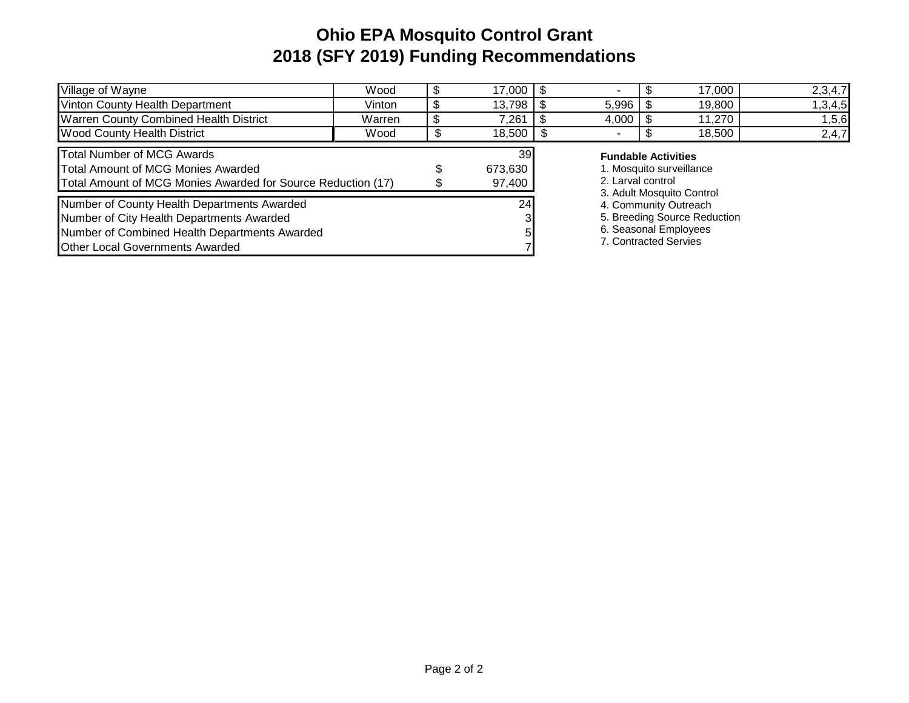# Ohio EPA Mosquito Control Grant
# 2018 (SFY 2019) Funding Recommendations

| | | | | | |
|---|---|---|---|---|---|
| Village of Wayne | Wood | $ 17,000 | $ - | $ 17,000 | 2,3,4,7 |
| Vinton County Health Department | Vinton | $ 13,798 | $ 5,996 | $ 19,800 | 1,3,4,5 |
| Warren County Combined Health District | Warren | $ 7,261 | $ 4,000 | $ 11,270 | 1,5,6 |
| Wood County Health District | Wood | $ 18,500 | $ - | $ 18,500 | 2,4,7 |

| | |
|---|---|
| Total Number of MCG Awards | 39 |
| Total Amount of MCG Monies Awarded | $ 673,630 |
| Total Amount of MCG Monies Awarded for Source Reduction (17) | $ 97,400 |

| | |
|---|---|
| Number of County Health Departments Awarded | 24 |
| Number of City Health Departments Awarded | 3 |
| Number of Combined Health Departments Awarded | 5 |
| Other Local Governments Awarded | 7 |

**Fundable Activities**

1. Mosquito surveillance
2. Larval control
3. Adult Mosquito Control
4. Community Outreach
5. Breeding Source Reduction
6. Seasonal Employees
7. Contracted Servies